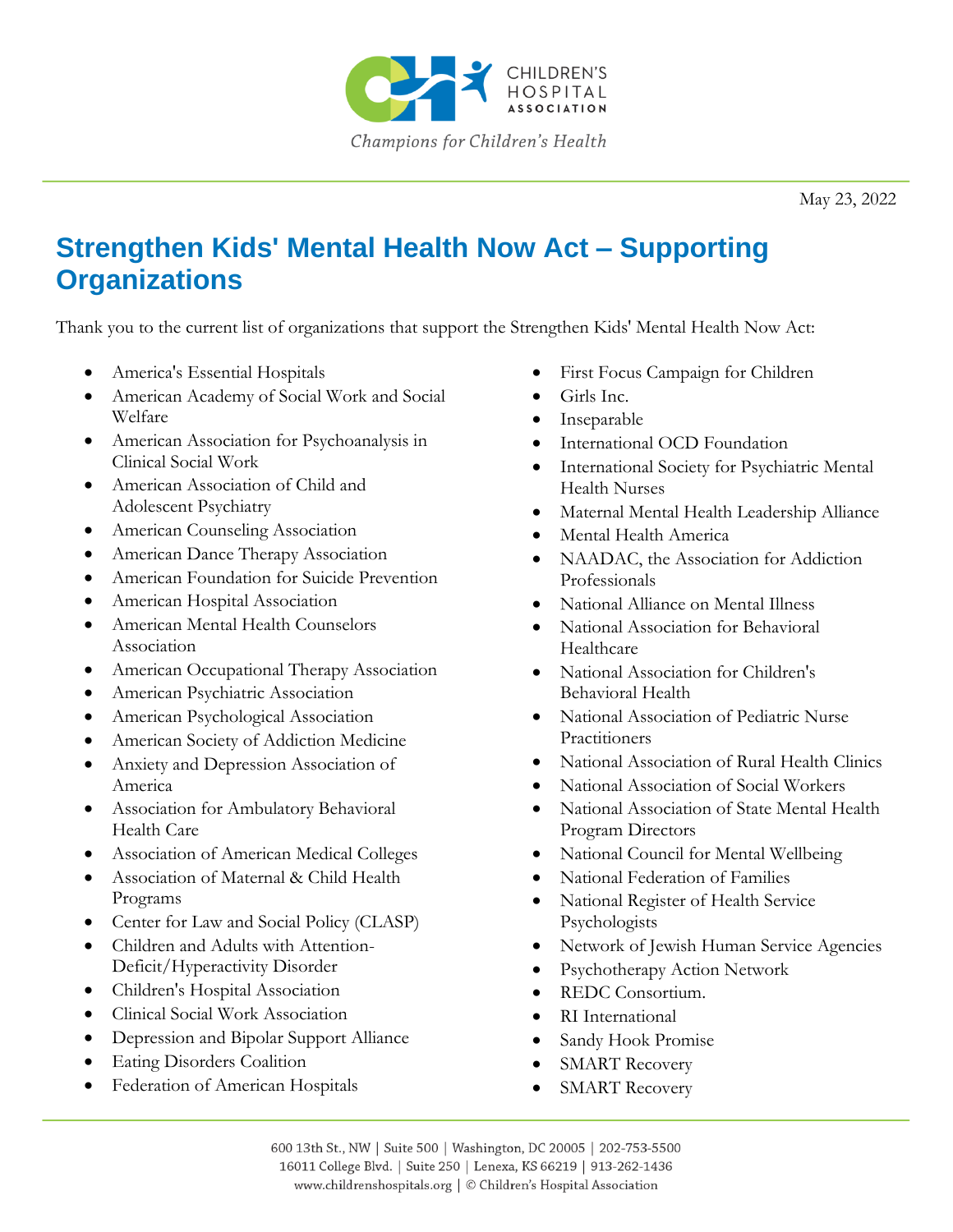May 23, 2022

# Strengthen Kids' Mental Health Now Act – Supporting Organizations

Thank you to the current list of organizations that support the Strengthen Kids' Mental Health Now Act:

- America's Essential Hospitals
- American Academy of Social Work and Social Welfare
- American Association for Psychoanalysis in Clinical Social Work
- American Association of Child and Adolescent Psychiatry
- American Counseling Association
- American Dance Therapy Association
- American Foundation for Suicide Prevention
- American Hospital Association
- American Mental Health Counselors Association
- American Occupational Therapy Association
- American Psychiatric Association
- American Psychological Association
- American Society of Addiction Medicine
- Anxiety and Depression Association of America
- Association for Ambulatory Behavioral Health Care
- Association of American Medical Colleges
- Association of Maternal & Child Health Programs
- Center for Law and Social Policy (CLASP)
- Children and Adults with Attention-Deficit/Hyperactivity Disorder
- Children's Hospital Association
- Clinical Social Work Association
- Depression and Bipolar Support Alliance
- Eating Disorders Coalition
- Federation of American Hospitals
- First Focus Campaign for Children
- Girls Inc.
- Inseparable
- International OCD Foundation
- International Society for Psychiatric Mental Health Nurses
- Maternal Mental Health Leadership Alliance
- Mental Health America
- NAADAC, the Association for Addiction Professionals
- National Alliance on Mental Illness
- National Association for Behavioral Healthcare
- National Association for Children's Behavioral Health
- National Association of Pediatric Nurse Practitioners
- National Association of Rural Health Clinics
- National Association of Social Workers
- National Association of State Mental Health Program Directors
- National Council for Mental Wellbeing
- National Federation of Families
- National Register of Health Service Psychologists
- Network of Jewish Human Service Agencies
- Psychotherapy Action Network
- REDC Consortium.
- RI International
- Sandy Hook Promise
- SMART Recovery
- SMART Recovery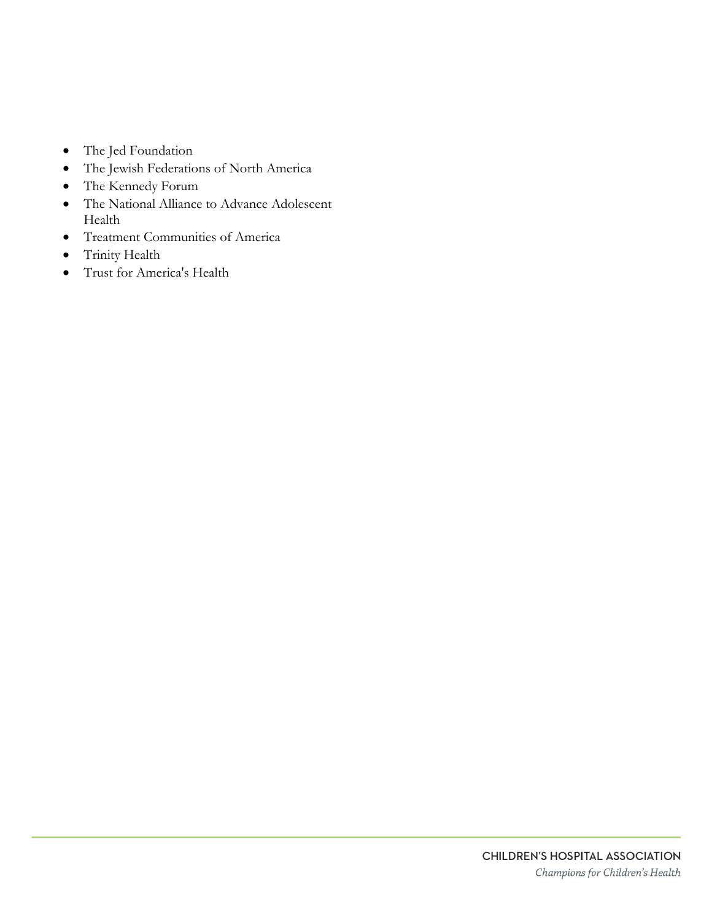- The Jed Foundation
- The Jewish Federations of North America
- The Kennedy Forum
- The National Alliance to Advance Adolescent Health
- Treatment Communities of America
- Trinity Health
- Trust for America's Health